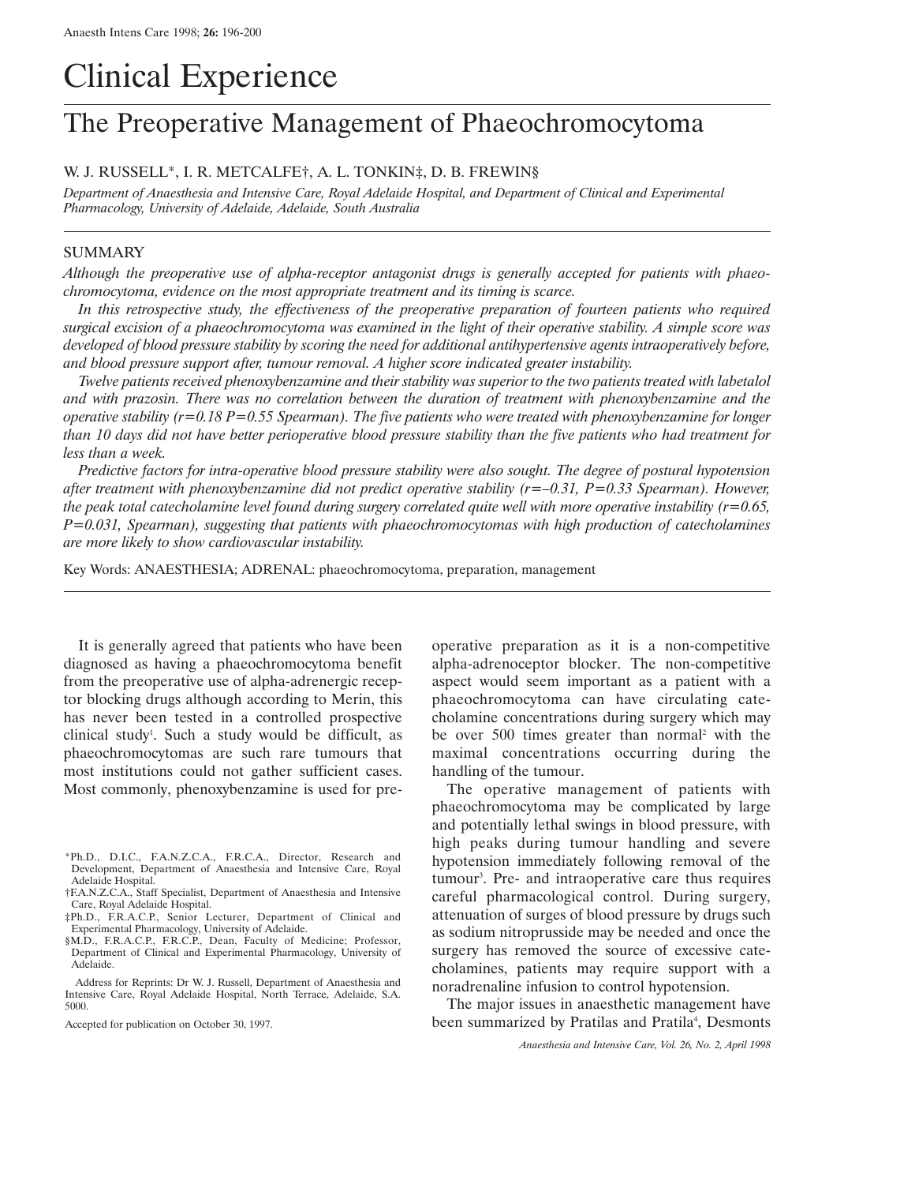# Clinical Experience

## The Preoperative Management of Phaeochromocytoma

W. J. RUSSELL*, I. R. METCALFE†, A. L. TONKIN‡, D. B. FREWIN§

*Department of Anaesthesia and Intensive Care, Royal Adelaide Hospital, and Department of Clinical and Experimental Pharmacology, University of Adelaide, Adelaide, South Australia*

### SUMMARY

*Although the preoperative use of alpha-receptor antagonist drugs is generally accepted for patients with phaeochromocytoma, evidence on the most appropriate treatment and its timing is scarce.*

*In this retrospective study, the effectiveness of the preoperative preparation of fourteen patients who required surgical excision of a phaeochromocytoma was examined in the light of their operative stability. A simple score was developed of blood pressure stability by scoring the need for additional antihypertensive agents intraoperatively before, and blood pressure support after, tumour removal. A higher score indicated greater instability.*

*Twelve patients received phenoxybenzamine and their stability was superior to the two patients treated with labetalol and with prazosin. There was no correlation between the duration of treatment with phenoxybenzamine and the operative stability (r=0.18 P=0.55 Spearman). The five patients who were treated with phenoxybenzamine for longer than 10 days did not have better perioperative blood pressure stability than the five patients who had treatment for less than a week.*

*Predictive factors for intra-operative blood pressure stability were also sought. The degree of postural hypotension after treatment with phenoxybenzamine did not predict operative stability (r=–0.31, P=0.33 Spearman). However, the peak total catecholamine level found during surgery correlated quite well with more operative instability (r=0.65, P=0.031, Spearman), suggesting that patients with phaeochromocytomas with high production of catecholamines are more likely to show cardiovascular instability.*

Key Words: ANAESTHESIA; ADRENAL: phaeochromocytoma, preparation, management

It is generally agreed that patients who have been diagnosed as having a phaeochromocytoma benefit from the preoperative use of alpha-adrenergic receptor blocking drugs although according to Merin, this has never been tested in a controlled prospective clinical study[1]. Such a study would be difficult, as phaeochromocytomas are such rare tumours that most institutions could not gather sufficient cases. Most commonly, phenoxybenzamine is used for preoperative preparation as it is a non-competitive alpha-adrenoceptor blocker. The non-competitive aspect would seem important as a patient with a phaeochromocytoma can have circulating catecholamine concentrations during surgery which may be over 500 times greater than normal[2] with the maximal concentrations occurring during the handling of the tumour.

The operative management of patients with phaeochromocytoma may be complicated by large and potentially lethal swings in blood pressure, with high peaks during tumour handling and severe hypotension immediately following removal of the tumour[3]. Pre- and intraoperative care thus requires careful pharmacological control. During surgery, attenuation of surges of blood pressure by drugs such as sodium nitroprusside may be needed and once the surgery has removed the source of excessive catecholamines, patients may require support with a noradrenaline infusion to control hypotension.

The major issues in anaesthetic management have been summarized by Pratilas and Pratila[4], Desmonts

*Ph.D., D.I.C., F.A.N.Z.C.A., F.R.C.A., Director, Research and Development, Department of Anaesthesia and Intensive Care, Royal Adelaide Hospital.

†F.A.N.Z.C.A., Staff Specialist, Department of Anaesthesia and Intensive Care, Royal Adelaide Hospital.

‡Ph.D., F.R.A.C.P., Senior Lecturer, Department of Clinical and Experimental Pharmacology, University of Adelaide.

§M.D., F.R.A.C.P., F.R.C.P., Dean, Faculty of Medicine; Professor, Department of Clinical and Experimental Pharmacology, University of Adelaide.

Address for Reprints: Dr W. J. Russell, Department of Anaesthesia and Intensive Care, Royal Adelaide Hospital, North Terrace, Adelaide, S.A. 5000.

Accepted for publication on October 30, 1997.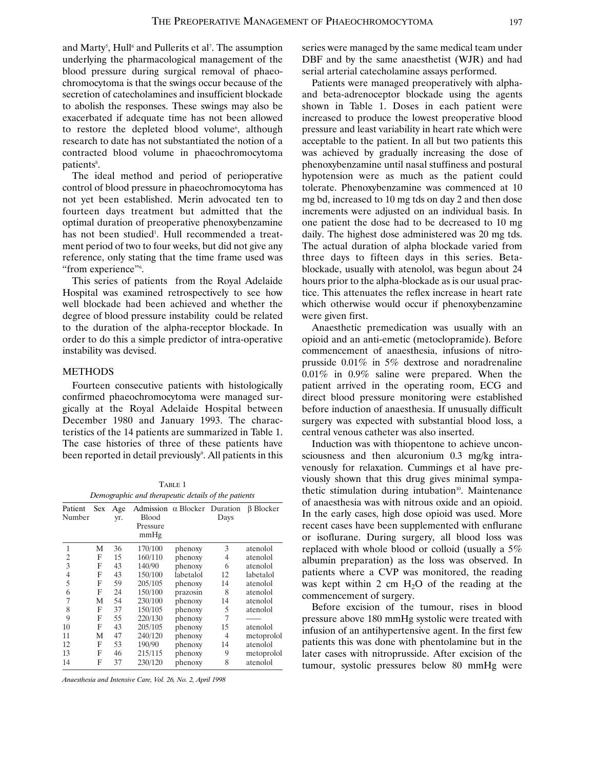and Marty[5], Hull[6] and Pullerits et al[7]. The assumption underlying the pharmacological management of the blood pressure during surgical removal of phaeochromocytoma is that the swings occur because of the secretion of catecholamines and insufficient blockade to abolish the responses. These swings may also be exacerbated if adequate time has not been allowed to restore the depleted blood volume[6], although research to date has not substantiated the notion of a contracted blood volume in phaeochromocytoma patients[8].

The ideal method and period of perioperative control of blood pressure in phaeochromocytoma has not yet been established. Merin advocated ten to fourteen days treatment but admitted that the optimal duration of preoperative phenoxybenzamine has not been studied[1]. Hull recommended a treatment period of two to four weeks, but did not give any reference, only stating that the time frame used was "from experience"[6].

This series of patients from the Royal Adelaide Hospital was examined retrospectively to see how well blockade had been achieved and whether the degree of blood pressure instability could be related to the duration of the alpha-receptor blockade. In order to do this a simple predictor of intra-operative instability was devised.

## METHODS

Fourteen consecutive patients with histologically confirmed phaeochromocytoma were managed surgically at the Royal Adelaide Hospital between December 1980 and January 1993. The characteristics of the 14 patients are summarized in Table 1. The case histories of three of these patients have been reported in detail previously[9]. All patients in this series were managed by the same medical team under DBF and by the same anaesthetist (WJR) and had serial arterial catecholamine assays performed.

TABLE 1
*Demographic and therapeutic details of the patients*

| Patient Number | Sex | Age yr. | Admission Blood Pressure mmHg | α Blocker | Duration Days | β Blocker |
|---|---|---|---|---|---|---|
| 1 | M | 36 | 170/100 | phenoxy | 3 | atenolol |
| 2 | F | 15 | 160/110 | phenoxy | 4 | atenolol |
| 3 | F | 43 | 140/90 | phenoxy | 6 | atenolol |
| 4 | F | 43 | 150/100 | labetalol | 12 | labetalol |
| 5 | F | 59 | 205/105 | phenoxy | 14 | atenolol |
| 6 | F | 24 | 150/100 | prazosin | 8 | atenolol |
| 7 | M | 54 | 230/100 | phenoxy | 14 | atenolol |
| 8 | F | 37 | 150/105 | phenoxy | 5 | atenolol |
| 9 | F | 55 | 220/130 | phenoxy | 7 | —— |
| 10 | F | 43 | 205/105 | phenoxy | 15 | atenolol |
| 11 | M | 47 | 240/120 | phenoxy | 4 | metoprolol |
| 12 | F | 53 | 190/90 | phenoxy | 14 | atenolol |
| 13 | F | 46 | 215/115 | phenoxy | 9 | metoprolol |
| 14 | F | 37 | 230/120 | phenoxy | 8 | atenolol |

Patients were managed preoperatively with alpha- and beta-adrenoceptor blockade using the agents shown in Table 1. Doses in each patient were increased to produce the lowest preoperative blood pressure and least variability in heart rate which were acceptable to the patient. In all but two patients this was achieved by gradually increasing the dose of phenoxybenzamine until nasal stuffiness and postural hypotension were as much as the patient could tolerate. Phenoxybenzamine was commenced at 10 mg bd, increased to 10 mg tds on day 2 and then dose increments were adjusted on an individual basis. In one patient the dose had to be decreased to 10 mg daily. The highest dose administered was 20 mg tds. The actual duration of alpha blockade varied from three days to fifteen days in this series. Beta-blockade, usually with atenolol, was begun about 24 hours prior to the alpha-blockade as is our usual practice. This attenuates the reflex increase in heart rate which otherwise would occur if phenoxybenzamine were given first.

Anaesthetic premedication was usually with an opioid and an anti-emetic (metoclopramide). Before commencement of anaesthesia, infusions of nitroprusside 0.01% in 5% dextrose and noradrenaline 0.01% in 0.9% saline were prepared. When the patient arrived in the operating room, ECG and direct blood pressure monitoring were established before induction of anaesthesia. If unusually difficult surgery was expected with substantial blood loss, a central venous catheter was also inserted.

Induction was with thiopentone to achieve unconsciousness and then alcuronium 0.3 mg/kg intravenously for relaxation. Cummings et al have previously shown that this drug gives minimal sympathetic stimulation during intubation[10]. Maintenance of anaesthesia was with nitrous oxide and an opioid. In the early cases, high dose opioid was used. More recent cases have been supplemented with enflurane or isoflurane. During surgery, all blood loss was replaced with whole blood or colloid (usually a 5% albumin preparation) as the loss was observed. In patients where a CVP was monitored, the reading was kept within 2 cm $H_2O$ of the reading at the commencement of surgery.

Before excision of the tumour, rises in blood pressure above 180 mmHg systolic were treated with infusion of an antihypertensive agent. In the first few patients this was done with phentolamine but in the later cases with nitroprusside. After excision of the tumour, systolic pressures below 80 mmHg were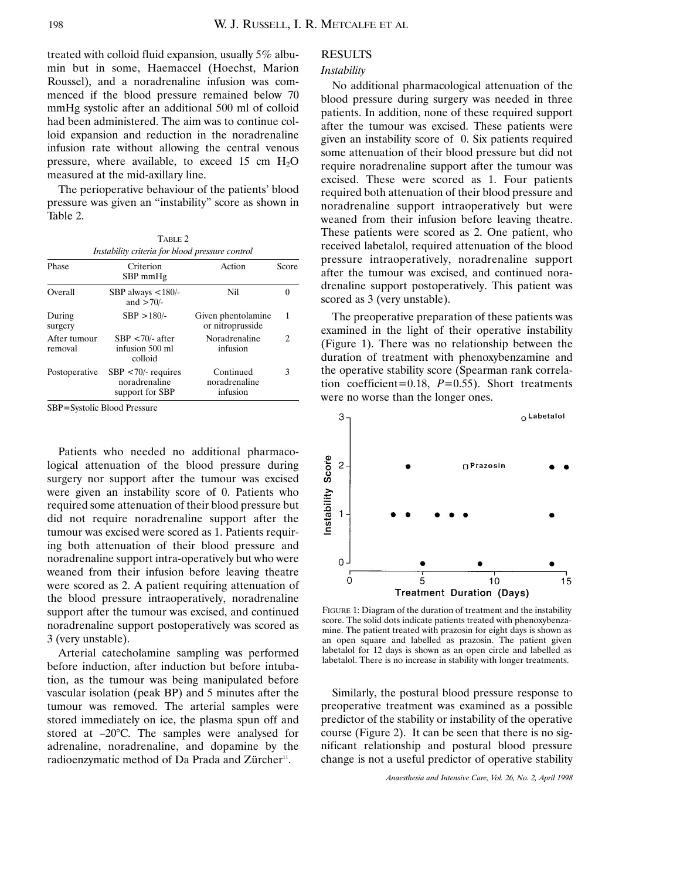treated with colloid fluid expansion, usually 5% albumin but in some, Haemaccel (Hoechst, Marion Roussel), and a noradrenaline infusion was commenced if the blood pressure remained below 70 mmHg systolic after an additional 500 ml of colloid had been administered. The aim was to continue colloid expansion and reduction in the noradrenaline infusion rate without allowing the central venous pressure, where available, to exceed 15 cm $H_2O$ measured at the mid-axillary line.

The perioperative behaviour of the patients' blood pressure was given an "instability" score as shown in Table 2.

TABLE 2
*Instability criteria for blood pressure control*

| Phase | Criterion SBP mmHg | Action | Score |
|---|---|---|---|
| Overall | SBP always <180/- and >70/- | Nil | 0 |
| During surgery | SBP >180/- | Given phentolamine or nitroprusside | 1 |
| After tumour removal | SBP <70/- after infusion 500 ml colloid | Noradrenaline infusion | 2 |
| Postoperative | SBP <70/- requires noradrenaline support for SBP | Continued noradrenaline infusion | 3 |

SBP=Systolic Blood Pressure

Patients who needed no additional pharmacological attenuation of the blood pressure during surgery nor support after the tumour was excised were given an instability score of 0. Patients who required some attenuation of their blood pressure but did not require noradrenaline support after the tumour was excised were scored as 1. Patients requiring both attenuation of their blood pressure and noradrenaline support intra-operatively but who were weaned from their infusion before leaving theatre were scored as 2. A patient requiring attenuation of the blood pressure intraoperatively, noradrenaline support after the tumour was excised, and continued noradrenaline support postoperatively was scored as 3 (very unstable).

Arterial catecholamine sampling was performed before induction, after induction but before intubation, as the tumour was being manipulated before vascular isolation (peak BP) and 5 minutes after the tumour was removed. The arterial samples were stored immediately on ice, the plasma spun off and stored at –20°C. The samples were analysed for adrenaline, noradrenaline, and dopamine by the radioenzymatic method of Da Prada and Zürcher[11].

## RESULTS

### *Instability*

No additional pharmacological attenuation of the blood pressure during surgery was needed in three patients. In addition, none of these required support after the tumour was excised. These patients were given an instability score of 0. Six patients required some attenuation of their blood pressure but did not require noradrenaline support after the tumour was excised. These were scored as 1. Four patients required both attenuation of their blood pressure and noradrenaline support intraoperatively but were weaned from their infusion before leaving theatre. These patients were scored as 2. One patient, who received labetalol, required attenuation of the blood pressure intraoperatively, noradrenaline support after the tumour was excised, and continued noradrenaline support postoperatively. This patient was scored as 3 (very unstable).

The preoperative preparation of these patients was examined in the light of their operative instability (Figure 1). There was no relationship between the duration of treatment with phenoxybenzamine and the operative stability score (Spearman rank correlation coefficient=0.18, $P$=0.55). Short treatments were no worse than the longer ones.

FIGURE 1: Diagram of the duration of treatment and the instability score. The solid dots indicate patients treated with phenoxybenzamine. The patient treated with prazosin for eight days is shown as an open square and labelled as prazosin. The patient given labetalol for 12 days is shown as an open circle and labelled as labetalol. There is no increase in stability with longer treatments.

Similarly, the postural blood pressure response to preoperative treatment was examined as a possible predictor of the stability or instability of the operative course (Figure 2). It can be seen that there is no significant relationship and postural blood pressure change is not a useful predictor of operative stability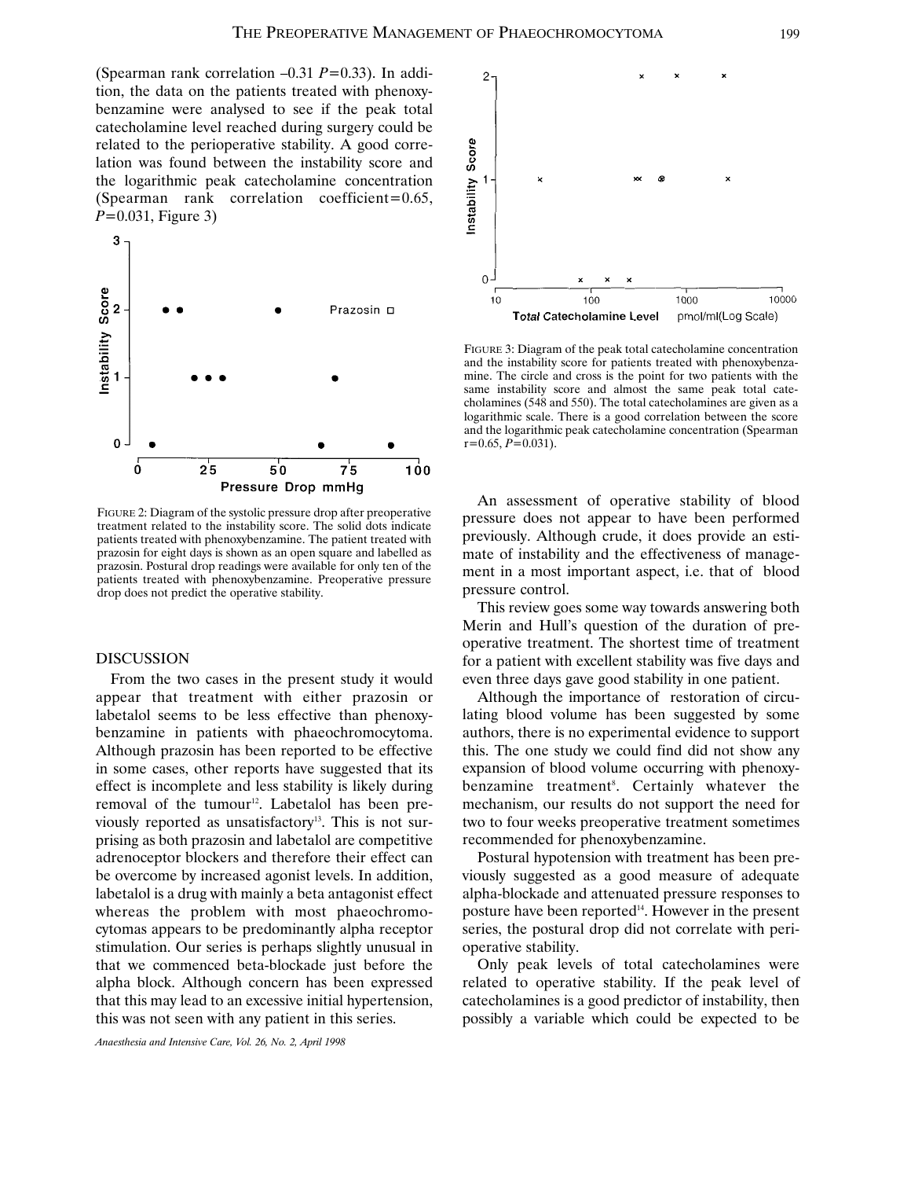(Spearman rank correlation –0.31 $P=0.33$). In addition, the data on the patients treated with phenoxybenzamine were analysed to see if the peak total catecholamine level reached during surgery could be related to the perioperative stability. A good correlation was found between the instability score and the logarithmic peak catecholamine concentration (Spearman rank correlation coefficient=0.65, $P=0.031$, Figure 3)

Instability Score
3
2
1
0
Prazosin □
0
25
50
75
100
Pressure Drop mmHg

FIGURE 2: Diagram of the systolic pressure drop after preoperative treatment related to the instability score. The solid dots indicate patients treated with phenoxybenzamine. The patient treated with prazosin for eight days is shown as an open square and labelled as prazosin. Postural drop readings were available for only ten of the patients treated with phenoxybenzamine. Preoperative pressure drop does not predict the operative stability.

Instability Score
2
1
0
10
100
1000
10000
Total Catecholamine Level pmol/ml(Log Scale)

FIGURE 3: Diagram of the peak total catecholamine concentration and the instability score for patients treated with phenoxybenzamine. The circle and cross is the point for two patients with the same instability score and almost the same peak total catecholamines (548 and 550). The total catecholamines are given as a logarithmic scale. There is a good correlation between the score and the logarithmic peak catecholamine concentration (Spearman r=0.65, $P=0.031$).

## DISCUSSION

From the two cases in the present study it would appear that treatment with either prazosin or labetalol seems to be less effective than phenoxybenzamine in patients with phaeochromocytoma. Although prazosin has been reported to be effective in some cases, other reports have suggested that its effect is incomplete and less stability is likely during removal of the tumour[12]. Labetalol has been previously reported as unsatisfactory[13]. This is not surprising as both prazosin and labetalol are competitive adrenoceptor blockers and therefore their effect can be overcome by increased agonist levels. In addition, labetalol is a drug with mainly a beta antagonist effect whereas the problem with most phaeochromocytomas appears to be predominantly alpha receptor stimulation. Our series is perhaps slightly unusual in that we commenced beta-blockade just before the alpha block. Although concern has been expressed that this may lead to an excessive initial hypertension, this was not seen with any patient in this series.

An assessment of operative stability of blood pressure does not appear to have been performed previously. Although crude, it does provide an estimate of instability and the effectiveness of management in a most important aspect, i.e. that of blood pressure control.

This review goes some way towards answering both Merin and Hull's question of the duration of preoperative treatment. The shortest time of treatment for a patient with excellent stability was five days and even three days gave good stability in one patient.

Although the importance of restoration of circulating blood volume has been suggested by some authors, there is no experimental evidence to support this. The one study we could find did not show any expansion of blood volume occurring with phenoxybenzamine treatment[8]. Certainly whatever the mechanism, our results do not support the need for two to four weeks preoperative treatment sometimes recommended for phenoxybenzamine.

Postural hypotension with treatment has been previously suggested as a good measure of adequate alpha-blockade and attenuated pressure responses to posture have been reported[14]. However in the present series, the postural drop did not correlate with perioperative stability.

Only peak levels of total catecholamines were related to operative stability. If the peak level of catecholamines is a good predictor of instability, then possibly a variable which could be expected to be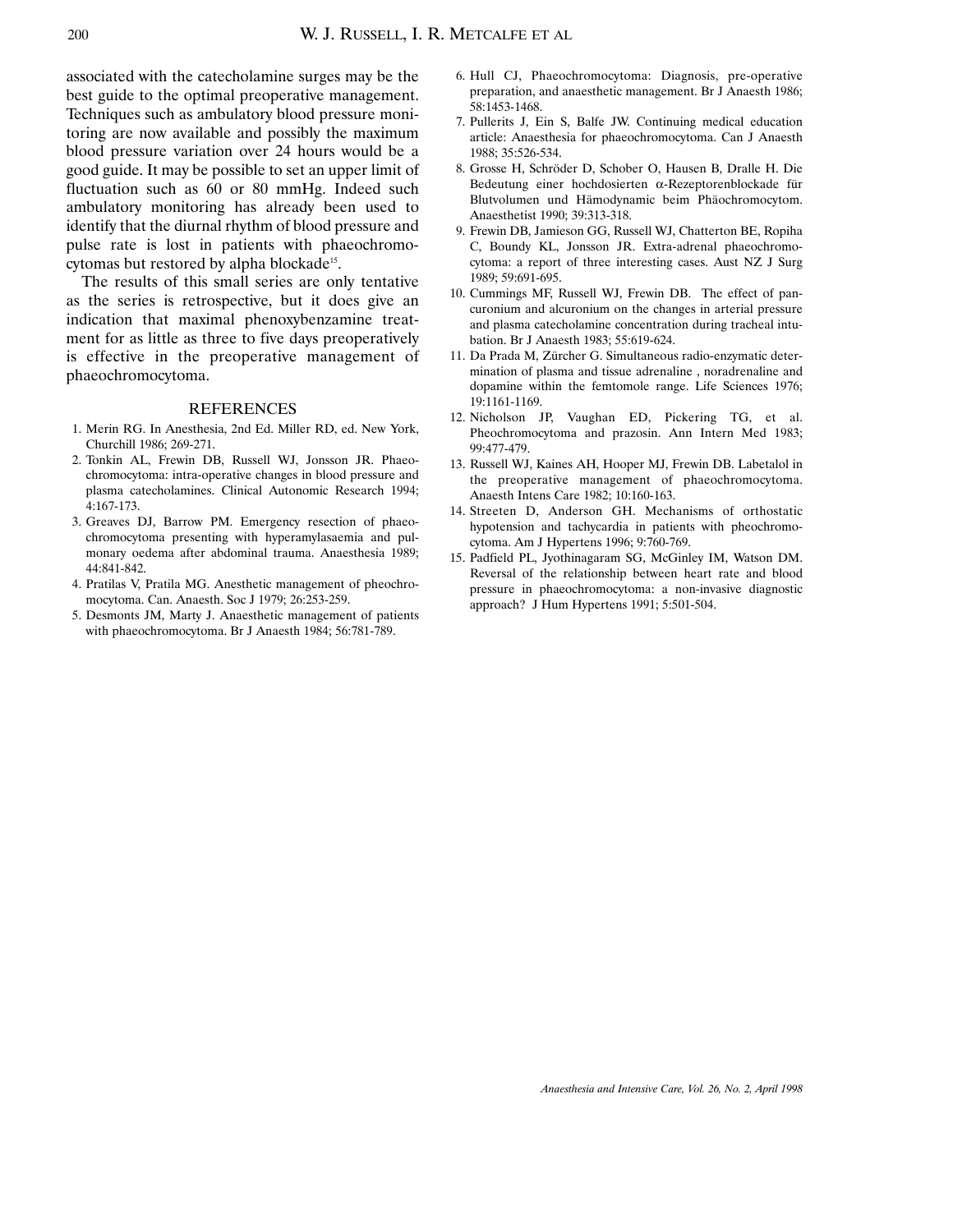associated with the catecholamine surges may be the best guide to the optimal preoperative management. Techniques such as ambulatory blood pressure monitoring are now available and possibly the maximum blood pressure variation over 24 hours would be a good guide. It may be possible to set an upper limit of fluctuation such as 60 or 80 mmHg. Indeed such ambulatory monitoring has already been used to identify that the diurnal rhythm of blood pressure and pulse rate is lost in patients with phaeochromocytomas but restored by alpha blockade[15].

The results of this small series are only tentative as the series is retrospective, but it does give an indication that maximal phenoxybenzamine treatment for as little as three to five days preoperatively is effective in the preoperative management of phaeochromocytoma.

## REFERENCES

1. Merin RG. In Anesthesia, 2nd Ed. Miller RD, ed. New York, Churchill 1986; 269-271.
2. Tonkin AL, Frewin DB, Russell WJ, Jonsson JR. Phaeochromocytoma: intra-operative changes in blood pressure and plasma catecholamines. Clinical Autonomic Research 1994; 4:167-173.
3. Greaves DJ, Barrow PM. Emergency resection of phaeochromocytoma presenting with hyperamylasaemia and pulmonary oedema after abdominal trauma. Anaesthesia 1989; 44:841-842.
4. Pratilas V, Pratila MG. Anesthetic management of pheochromocytoma. Can. Anaesth. Soc J 1979; 26:253-259.
5. Desmonts JM, Marty J. Anaesthetic management of patients with phaeochromocytoma. Br J Anaesth 1984; 56:781-789.
6. Hull CJ, Phaeochromocytoma: Diagnosis, pre-operative preparation, and anaesthetic management. Br J Anaesth 1986; 58:1453-1468.
7. Pullerits J, Ein S, Balfe JW. Continuing medical education article: Anaesthesia for phaeochromocytoma. Can J Anaesth 1988; 35:526-534.
8. Grosse H, Schröder D, Schober O, Hausen B, Dralle H. Die Bedeutung einer hochdosierten $\alpha$-Rezeptorenblockade für Blutvolumen und Hämodynamic beim Phäochromocytom. Anaesthetist 1990; 39:313-318.
9. Frewin DB, Jamieson GG, Russell WJ, Chatterton BE, Ropiha C, Boundy KL, Jonsson JR. Extra-adrenal phaeochromocytoma: a report of three interesting cases. Aust NZ J Surg 1989; 59:691-695.
10. Cummings MF, Russell WJ, Frewin DB. The effect of pancuronium and alcuronium on the changes in arterial pressure and plasma catecholamine concentration during tracheal intubation. Br J Anaesth 1983; 55:619-624.
11. Da Prada M, Zürcher G. Simultaneous radio-enzymatic determination of plasma and tissue adrenaline , noradrenaline and dopamine within the femtomole range. Life Sciences 1976; 19:1161-1169.
12. Nicholson JP, Vaughan ED, Pickering TG, et al. Pheochromocytoma and prazosin. Ann Intern Med 1983; 99:477-479.
13. Russell WJ, Kaines AH, Hooper MJ, Frewin DB. Labetalol in the preoperative management of phaeochromocytoma. Anaesth Intens Care 1982; 10:160-163.
14. Streeten D, Anderson GH. Mechanisms of orthostatic hypotension and tachycardia in patients with pheochromocytoma. Am J Hypertens 1996; 9:760-769.
15. Padfield PL, Jyothinagaram SG, McGinley IM, Watson DM. Reversal of the relationship between heart rate and blood pressure in phaeochromocytoma: a non-invasive diagnostic approach? J Hum Hypertens 1991; 5:501-504.